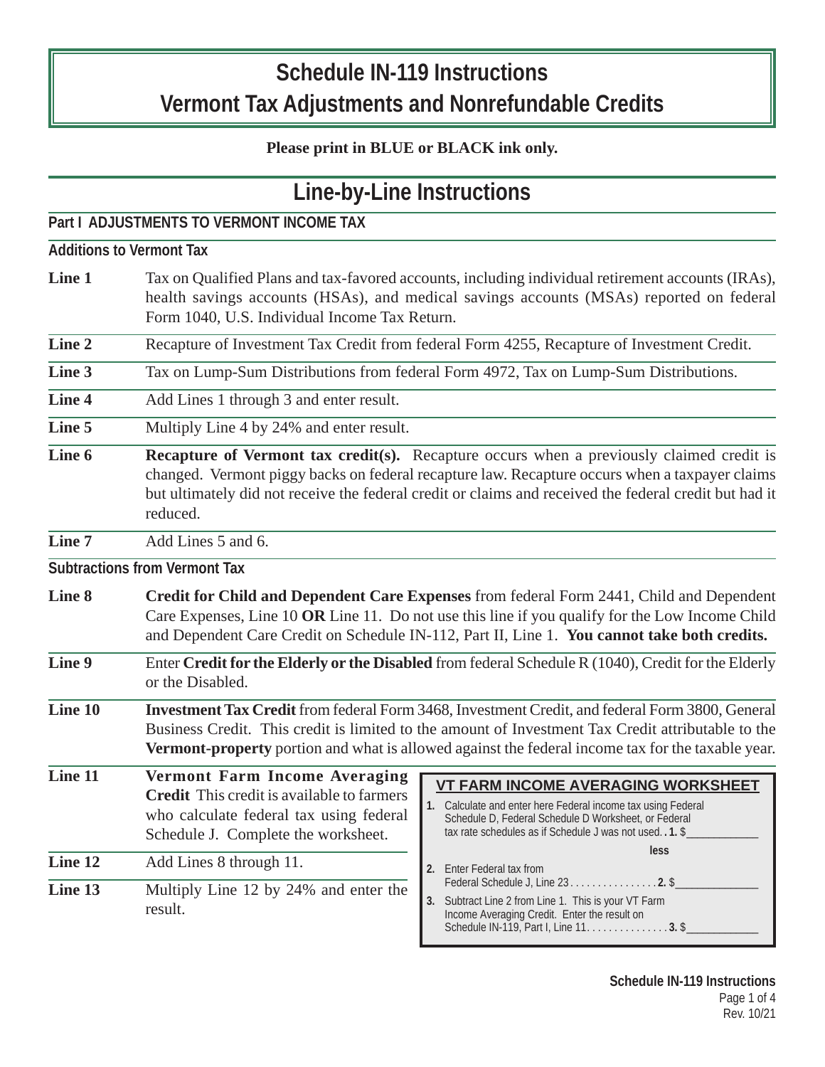# Schedule IN-119 Instructions
# Vermont Tax Adjustments and Nonrefundable Credits

**Please print in BLUE or BLACK ink only.**

## Line-by-Line Instructions

### Part I ADJUSTMENTS TO VERMONT INCOME TAX

#### Additions to Vermont Tax

**Line 1** Tax on Qualified Plans and tax-favored accounts, including individual retirement accounts (IRAs), health savings accounts (HSAs), and medical savings accounts (MSAs) reported on federal Form 1040, U.S. Individual Income Tax Return.

**Line 2** Recapture of Investment Tax Credit from federal Form 4255, Recapture of Investment Credit.

**Line 3** Tax on Lump-Sum Distributions from federal Form 4972, Tax on Lump-Sum Distributions.

**Line 4** Add Lines 1 through 3 and enter result.

**Line 5** Multiply Line 4 by 24% and enter result.

**Line 6** **Recapture of Vermont tax credit(s).** Recapture occurs when a previously claimed credit is changed. Vermont piggy backs on federal recapture law. Recapture occurs when a taxpayer claims but ultimately did not receive the federal credit or claims and received the federal credit but had it reduced.

**Line 7** Add Lines 5 and 6.

#### Subtractions from Vermont Tax

**Line 8** **Credit for Child and Dependent Care Expenses** from federal Form 2441, Child and Dependent Care Expenses, Line 10 **OR** Line 11. Do not use this line if you qualify for the Low Income Child and Dependent Care Credit on Schedule IN-112, Part II, Line 1. **You cannot take both credits.**

**Line 9** Enter **Credit for the Elderly or the Disabled** from federal Schedule R (1040), Credit for the Elderly or the Disabled.

**Line 10** **Investment Tax Credit** from federal Form 3468, Investment Credit, and federal Form 3800, General Business Credit. This credit is limited to the amount of Investment Tax Credit attributable to the **Vermont-property** portion and what is allowed against the federal income tax for the taxable year.

**Line 11** **Vermont Farm Income Averaging Credit** This credit is available to farmers who calculate federal tax using federal Schedule J. Complete the worksheet.

**Line 12** Add Lines 8 through 11.

**Line 13** Multiply Line 12 by 24% and enter the result.

**VT FARM INCOME AVERAGING WORKSHEET**

1. Calculate and enter here Federal income tax using Federal Schedule D, Federal Schedule D Worksheet, or Federal tax rate schedules as if Schedule J was not used. . **1.** $____________

   **less**

2. Enter Federal tax from Federal Schedule J, Line 23 . . . . . . . . . . . . . . . . **2.** $______________
3. Subtract Line 2 from Line 1. This is your VT Farm Income Averaging Credit. Enter the result on Schedule IN-119, Part I, Line 11. . . . . . . . . . . . . . . **3.** $____________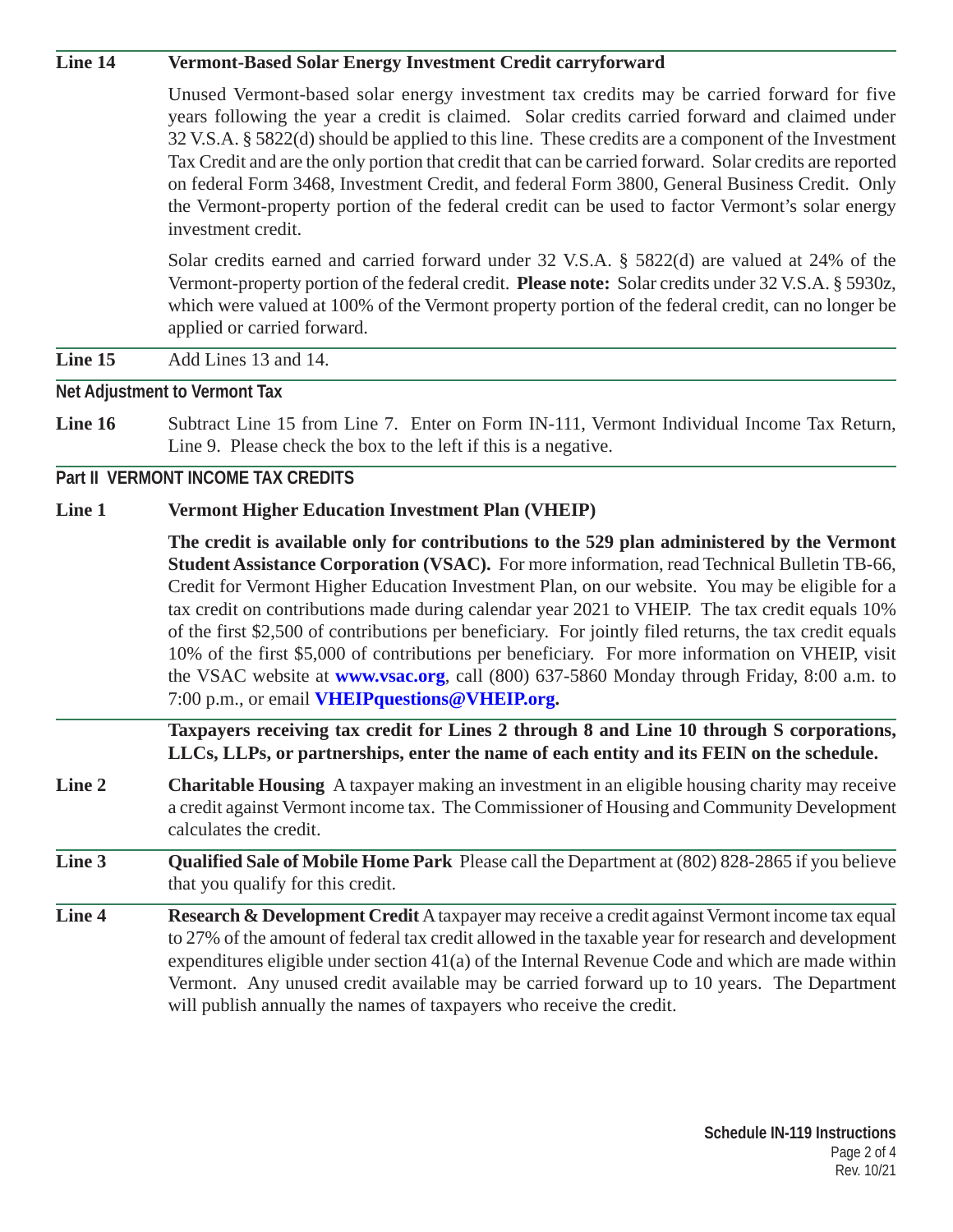**Line 14** **Vermont-Based Solar Energy Investment Credit carryforward**

Unused Vermont-based solar energy investment tax credits may be carried forward for five years following the year a credit is claimed. Solar credits carried forward and claimed under 32 V.S.A. § 5822(d) should be applied to this line. These credits are a component of the Investment Tax Credit and are the only portion that credit that can be carried forward. Solar credits are reported on federal Form 3468, Investment Credit, and federal Form 3800, General Business Credit. Only the Vermont-property portion of the federal credit can be used to factor Vermont's solar energy investment credit.

Solar credits earned and carried forward under 32 V.S.A. § 5822(d) are valued at 24% of the Vermont-property portion of the federal credit. **Please note:** Solar credits under 32 V.S.A. § 5930z, which were valued at 100% of the Vermont property portion of the federal credit, can no longer be applied or carried forward.

**Line 15** Add Lines 13 and 14.

**Net Adjustment to Vermont Tax**

**Line 16** Subtract Line 15 from Line 7. Enter on Form IN-111, Vermont Individual Income Tax Return, Line 9. Please check the box to the left if this is a negative.

## Part II VERMONT INCOME TAX CREDITS

**Line 1** **Vermont Higher Education Investment Plan (VHEIP)**

**The credit is available only for contributions to the 529 plan administered by the Vermont Student Assistance Corporation (VSAC).** For more information, read Technical Bulletin TB-66, Credit for Vermont Higher Education Investment Plan, on our website. You may be eligible for a tax credit on contributions made during calendar year 2021 to VHEIP. The tax credit equals 10% of the first $2,500 of contributions per beneficiary. For jointly filed returns, the tax credit equals 10% of the first $5,000 of contributions per beneficiary. For more information on VHEIP, visit the VSAC website at **www.vsac.org**, call (800) 637-5860 Monday through Friday, 8:00 a.m. to 7:00 p.m., or email **VHEIPquestions@VHEIP.org.**

**Taxpayers receiving tax credit for Lines 2 through 8 and Line 10 through S corporations, LLCs, LLPs, or partnerships, enter the name of each entity and its FEIN on the schedule.**

**Line 2** **Charitable Housing** A taxpayer making an investment in an eligible housing charity may receive a credit against Vermont income tax. The Commissioner of Housing and Community Development calculates the credit.

**Line 3** **Qualified Sale of Mobile Home Park** Please call the Department at (802) 828-2865 if you believe that you qualify for this credit.

**Line 4** **Research & Development Credit** A taxpayer may receive a credit against Vermont income tax equal to 27% of the amount of federal tax credit allowed in the taxable year for research and development expenditures eligible under section 41(a) of the Internal Revenue Code and which are made within Vermont. Any unused credit available may be carried forward up to 10 years. The Department will publish annually the names of taxpayers who receive the credit.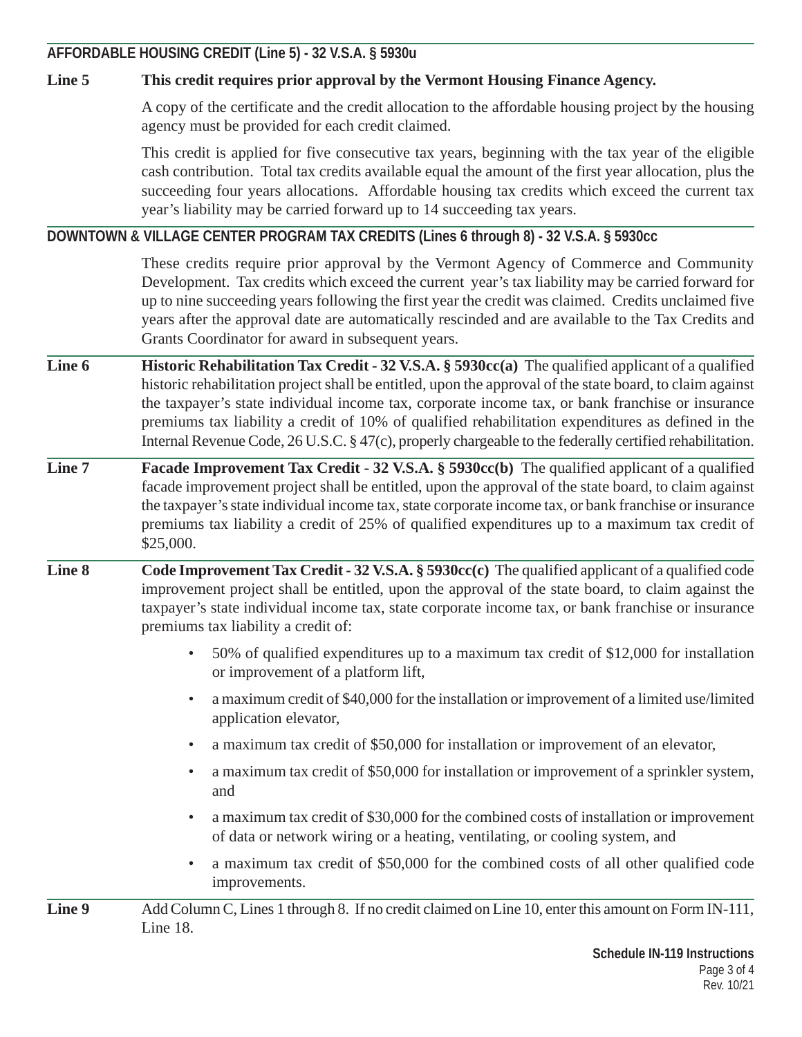## AFFORDABLE HOUSING CREDIT (Line 5) - 32 V.S.A. § 5930u

**Line 5** **This credit requires prior approval by the Vermont Housing Finance Agency.**

A copy of the certificate and the credit allocation to the affordable housing project by the housing agency must be provided for each credit claimed.

This credit is applied for five consecutive tax years, beginning with the tax year of the eligible cash contribution. Total tax credits available equal the amount of the first year allocation, plus the succeeding four years allocations. Affordable housing tax credits which exceed the current tax year's liability may be carried forward up to 14 succeeding tax years.

## DOWNTOWN & VILLAGE CENTER PROGRAM TAX CREDITS (Lines 6 through 8) - 32 V.S.A. § 5930cc

These credits require prior approval by the Vermont Agency of Commerce and Community Development. Tax credits which exceed the current year's tax liability may be carried forward for up to nine succeeding years following the first year the credit was claimed. Credits unclaimed five years after the approval date are automatically rescinded and are available to the Tax Credits and Grants Coordinator for award in subsequent years.

**Line 6** **Historic Rehabilitation Tax Credit - 32 V.S.A. § 5930cc(a)** The qualified applicant of a qualified historic rehabilitation project shall be entitled, upon the approval of the state board, to claim against the taxpayer's state individual income tax, corporate income tax, or bank franchise or insurance premiums tax liability a credit of 10% of qualified rehabilitation expenditures as defined in the Internal Revenue Code, 26 U.S.C. § 47(c), properly chargeable to the federally certified rehabilitation.

**Line 7** **Facade Improvement Tax Credit - 32 V.S.A. § 5930cc(b)** The qualified applicant of a qualified facade improvement project shall be entitled, upon the approval of the state board, to claim against the taxpayer's state individual income tax, state corporate income tax, or bank franchise or insurance premiums tax liability a credit of 25% of qualified expenditures up to a maximum tax credit of $25,000.

**Line 8** **Code Improvement Tax Credit - 32 V.S.A. § 5930cc(c)** The qualified applicant of a qualified code improvement project shall be entitled, upon the approval of the state board, to claim against the taxpayer's state individual income tax, state corporate income tax, or bank franchise or insurance premiums tax liability a credit of:

- 50% of qualified expenditures up to a maximum tax credit of $12,000 for installation or improvement of a platform lift,
- a maximum credit of $40,000 for the installation or improvement of a limited use/limited application elevator,
- a maximum tax credit of $50,000 for installation or improvement of an elevator,
- a maximum tax credit of $50,000 for installation or improvement of a sprinkler system, and
- a maximum tax credit of $30,000 for the combined costs of installation or improvement of data or network wiring or a heating, ventilating, or cooling system, and
- a maximum tax credit of $50,000 for the combined costs of all other qualified code improvements.

**Line 9** Add Column C, Lines 1 through 8. If no credit claimed on Line 10, enter this amount on Form IN-111, Line 18.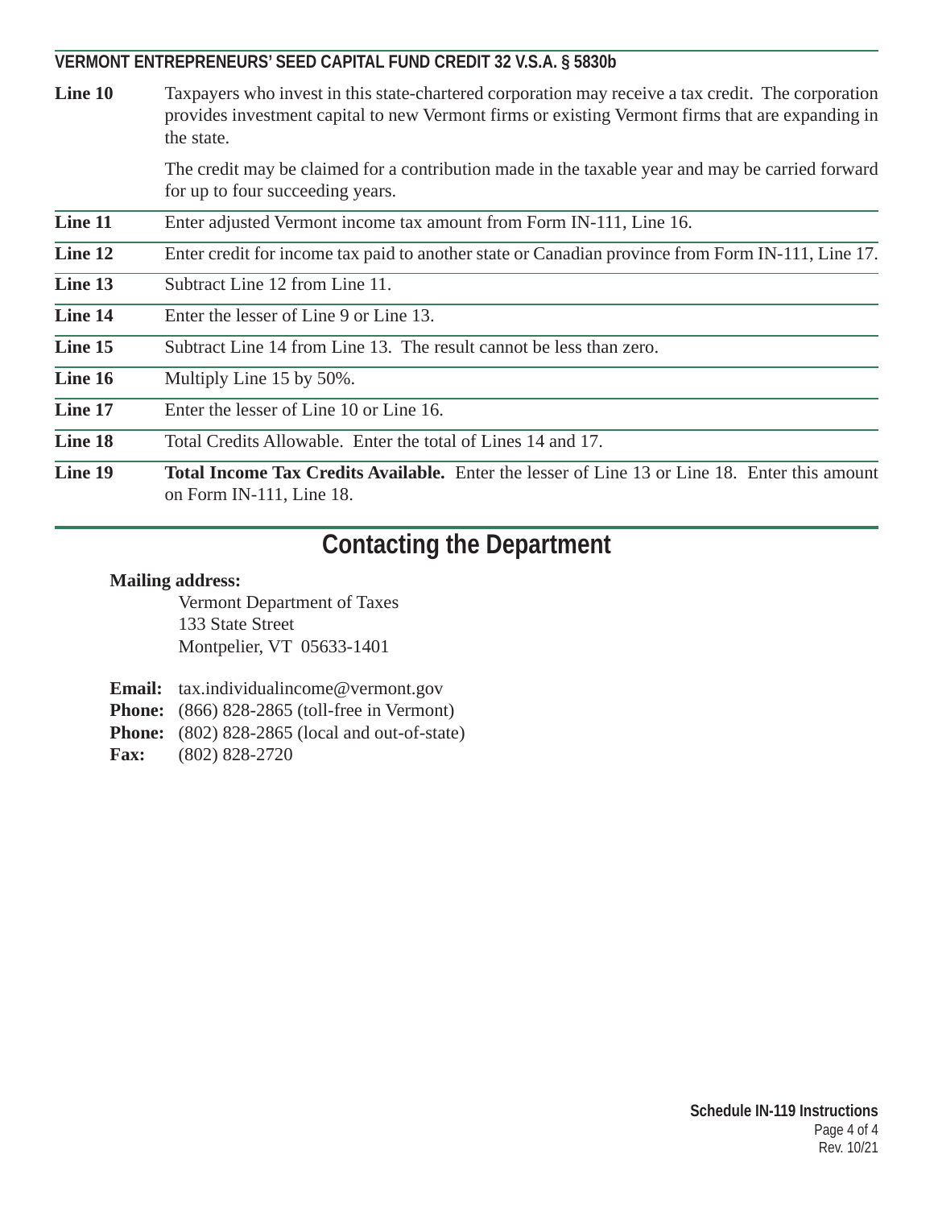### VERMONT ENTREPRENEURS' SEED CAPITAL FUND CREDIT 32 V.S.A. § 5830b

| | |
|---|---|
| **Line 10** | Taxpayers who invest in this state-chartered corporation may receive a tax credit. The corporation provides investment capital to new Vermont firms or existing Vermont firms that are expanding in the state.<br><br>The credit may be claimed for a contribution made in the taxable year and may be carried forward for up to four succeeding years. |
| **Line 11** | Enter adjusted Vermont income tax amount from Form IN-111, Line 16. |
| **Line 12** | Enter credit for income tax paid to another state or Canadian province from Form IN-111, Line 17. |
| **Line 13** | Subtract Line 12 from Line 11. |
| **Line 14** | Enter the lesser of Line 9 or Line 13. |
| **Line 15** | Subtract Line 14 from Line 13. The result cannot be less than zero. |
| **Line 16** | Multiply Line 15 by 50%. |
| **Line 17** | Enter the lesser of Line 10 or Line 16. |
| **Line 18** | Total Credits Allowable. Enter the total of Lines 14 and 17. |
| **Line 19** | **Total Income Tax Credits Available.** Enter the lesser of Line 13 or Line 18. Enter this amount on Form IN-111, Line 18. |

## Contacting the Department

**Mailing address:**

Vermont Department of Taxes
133 State Street
Montpelier, VT 05633-1401

**Email:** tax.individualincome@vermont.gov
**Phone:** (866) 828-2865 (toll-free in Vermont)
**Phone:** (802) 828-2865 (local and out-of-state)
**Fax:** (802) 828-2720